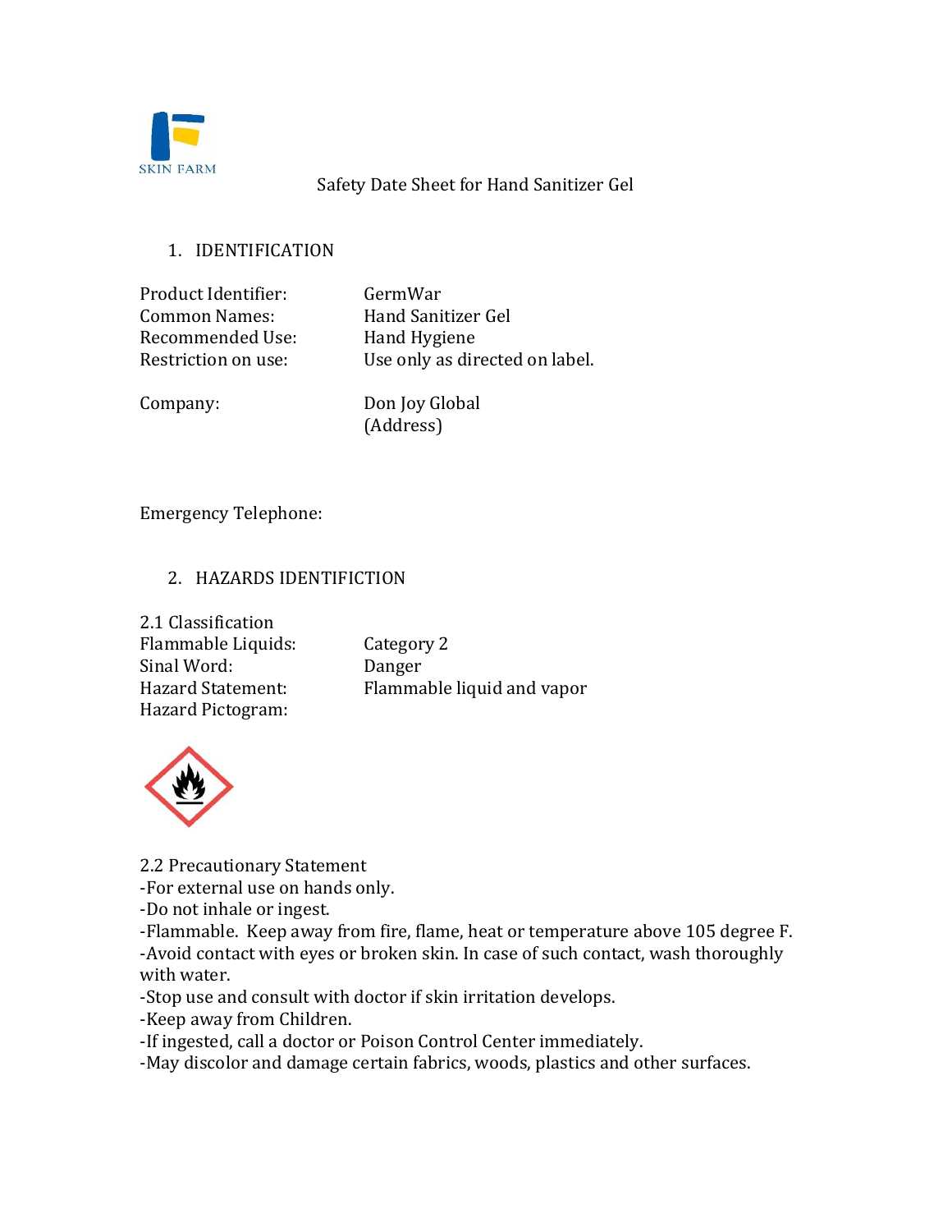SKIN FARM

Safety Date Sheet for Hand Sanitizer Gel

## 1. IDENTIFICATION

| | |
|---|---|
| Product Identifier: | GermWar |
| Common Names: | Hand Sanitizer Gel |
| Recommended Use: | Hand Hygiene |
| Restriction on use: | Use only as directed on label. |
| Company: | Don Joy Global<br>(Address) |

Emergency Telephone:

## 2. HAZARDS IDENTIFICTION

2.1 Classification

| | |
|---|---|
| Flammable Liquids: | Category 2 |
| Sinal Word: | Danger |
| Hazard Statement: | Flammable liquid and vapor |
| Hazard Pictogram: | |

2.2 Precautionary Statement

-For external use on hands only.

-Do not inhale or ingest.

-Flammable. Keep away from fire, flame, heat or temperature above 105 degree F.

-Avoid contact with eyes or broken skin. In case of such contact, wash thoroughly with water.

-Stop use and consult with doctor if skin irritation develops.

-Keep away from Children.

-If ingested, call a doctor or Poison Control Center immediately.

-May discolor and damage certain fabrics, woods, plastics and other surfaces.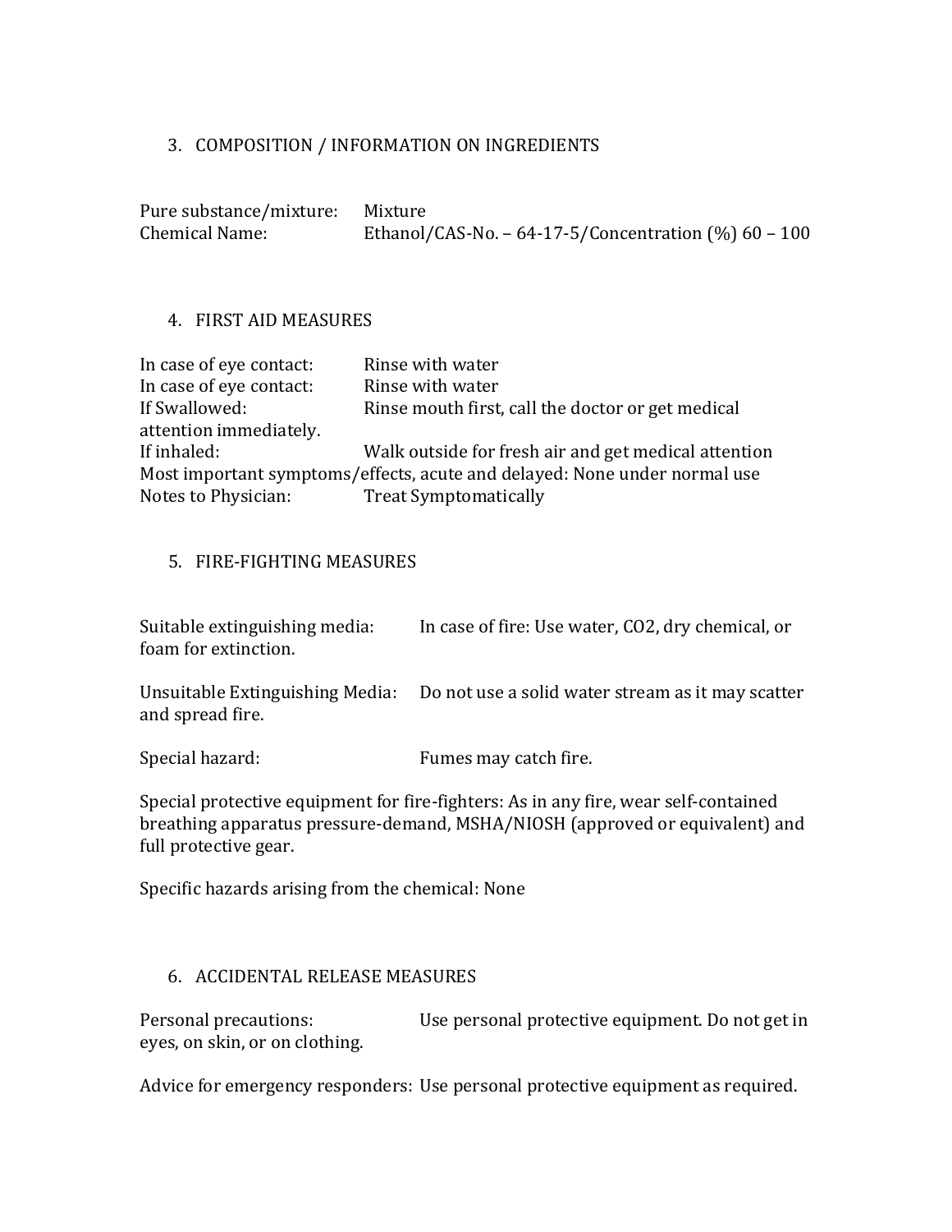## 3. COMPOSITION / INFORMATION ON INGREDIENTS

Pure substance/mixture: Mixture
Chemical Name: Ethanol/CAS-No. – 64-17-5/Concentration (%) 60 – 100

## 4. FIRST AID MEASURES

In case of eye contact: Rinse with water
In case of eye contact: Rinse with water
If Swallowed: Rinse mouth first, call the doctor or get medical attention immediately.
If inhaled: Walk outside for fresh air and get medical attention
Most important symptoms/effects, acute and delayed: None under normal use
Notes to Physician: Treat Symptomatically

## 5. FIRE-FIGHTING MEASURES

Suitable extinguishing media: In case of fire: Use water, $CO_2$, dry chemical, or foam for extinction.

Unsuitable Extinguishing Media: Do not use a solid water stream as it may scatter and spread fire.

Special hazard: Fumes may catch fire.

Special protective equipment for fire-fighters: As in any fire, wear self-contained breathing apparatus pressure-demand, MSHA/NIOSH (approved or equivalent) and full protective gear.

Specific hazards arising from the chemical: None

## 6. ACCIDENTAL RELEASE MEASURES

Personal precautions: Use personal protective equipment. Do not get in eyes, on skin, or on clothing.

Advice for emergency responders: Use personal protective equipment as required.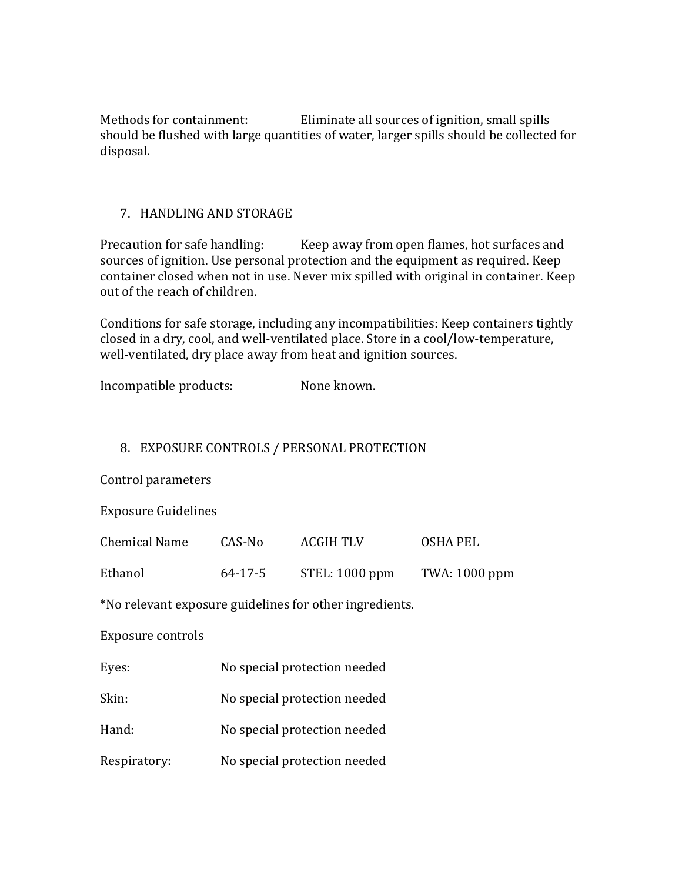Methods for containment: Eliminate all sources of ignition, small spills should be flushed with large quantities of water, larger spills should be collected for disposal.

## 7. HANDLING AND STORAGE

Precaution for safe handling: Keep away from open flames, hot surfaces and sources of ignition. Use personal protection and the equipment as required. Keep container closed when not in use. Never mix spilled with original in container. Keep out of the reach of children.

Conditions for safe storage, including any incompatibilities: Keep containers tightly closed in a dry, cool, and well-ventilated place. Store in a cool/low-temperature, well-ventilated, dry place away from heat and ignition sources.

Incompatible products: None known.

## 8. EXPOSURE CONTROLS / PERSONAL PROTECTION

Control parameters

Exposure Guidelines

| Chemical Name | CAS-No | ACGIH TLV | OSHA PEL |
|---|---|---|---|
| Ethanol | 64-17-5 | STEL: 1000 ppm | TWA: 1000 ppm |

*No relevant exposure guidelines for other ingredients.

Exposure controls

| | |
|---|---|
| Eyes: | No special protection needed |
| Skin: | No special protection needed |
| Hand: | No special protection needed |
| Respiratory: | No special protection needed |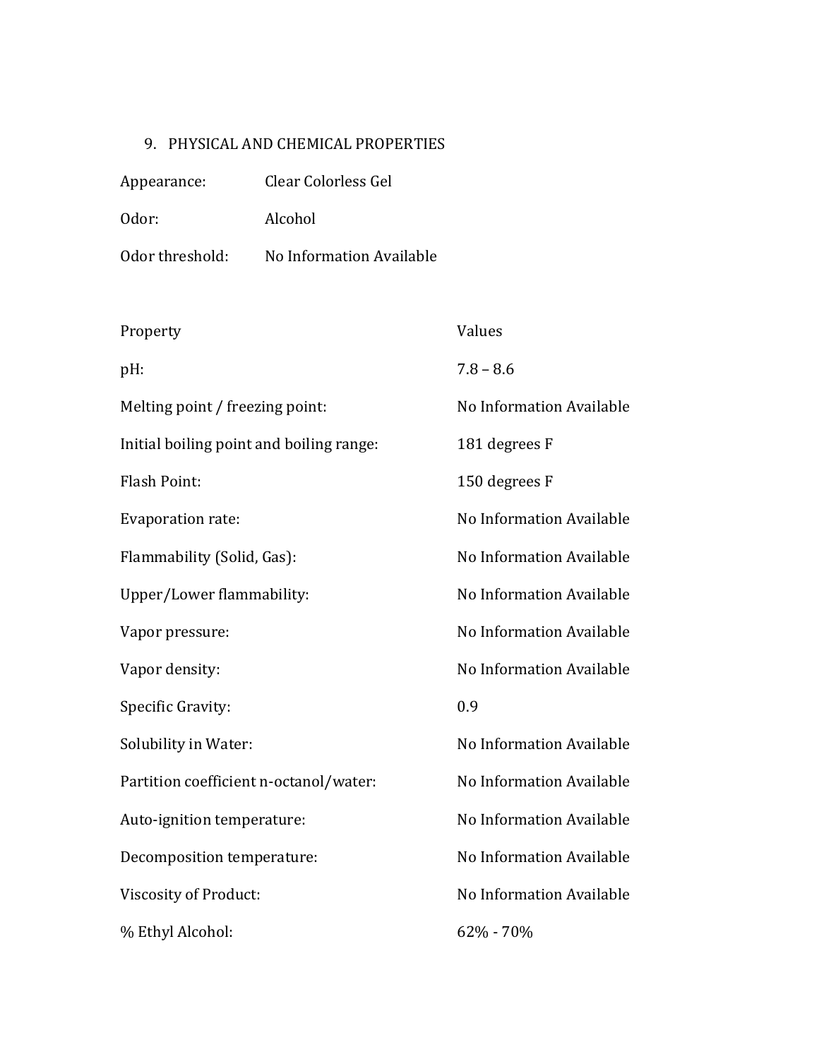## 9. PHYSICAL AND CHEMICAL PROPERTIES

Appearance: Clear Colorless Gel

Odor: Alcohol

Odor threshold: No Information Available

| Property | Values |
| --- | --- |
| pH: | 7.8 – 8.6 |
| Melting point / freezing point: | No Information Available |
| Initial boiling point and boiling range: | 181 degrees F |
| Flash Point: | 150 degrees F |
| Evaporation rate: | No Information Available |
| Flammability (Solid, Gas): | No Information Available |
| Upper/Lower flammability: | No Information Available |
| Vapor pressure: | No Information Available |
| Vapor density: | No Information Available |
| Specific Gravity: | 0.9 |
| Solubility in Water: | No Information Available |
| Partition coefficient n-octanol/water: | No Information Available |
| Auto-ignition temperature: | No Information Available |
| Decomposition temperature: | No Information Available |
| Viscosity of Product: | No Information Available |
| % Ethyl Alcohol: | 62% - 70% |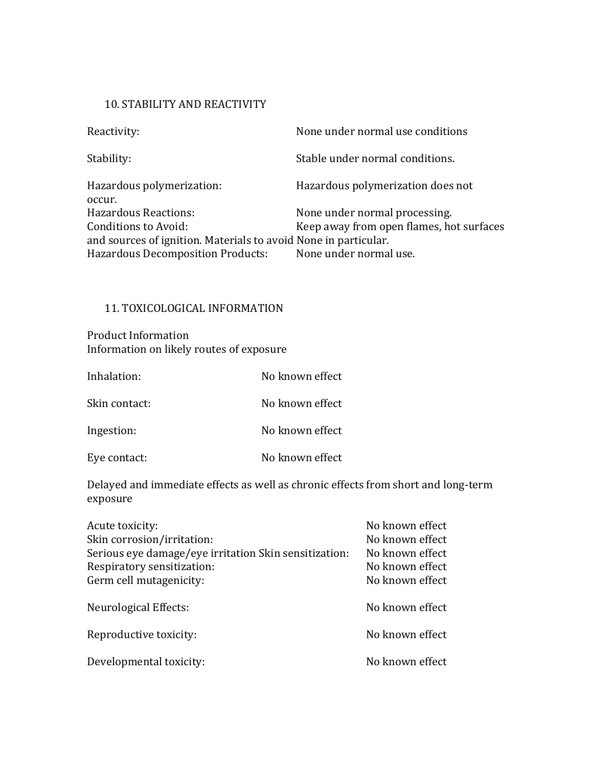## 10. STABILITY AND REACTIVITY

Reactivity: None under normal use conditions

Stability: Stable under normal conditions.

Hazardous polymerization: Hazardous polymerization does not occur.
Hazardous Reactions: None under normal processing.
Conditions to Avoid: Keep away from open flames, hot surfaces and sources of ignition. Materials to avoid None in particular.
Hazardous Decomposition Products: None under normal use.

## 11. TOXICOLOGICAL INFORMATION

Product Information
Information on likely routes of exposure

Inhalation: No known effect

Skin contact: No known effect

Ingestion: No known effect

Eye contact: No known effect

Delayed and immediate effects as well as chronic effects from short and long-term exposure

Acute toxicity: No known effect
Skin corrosion/irritation: No known effect
Serious eye damage/eye irritation Skin sensitization: No known effect
Respiratory sensitization: No known effect
Germ cell mutagenicity: No known effect

Neurological Effects: No known effect

Reproductive toxicity: No known effect

Developmental toxicity: No known effect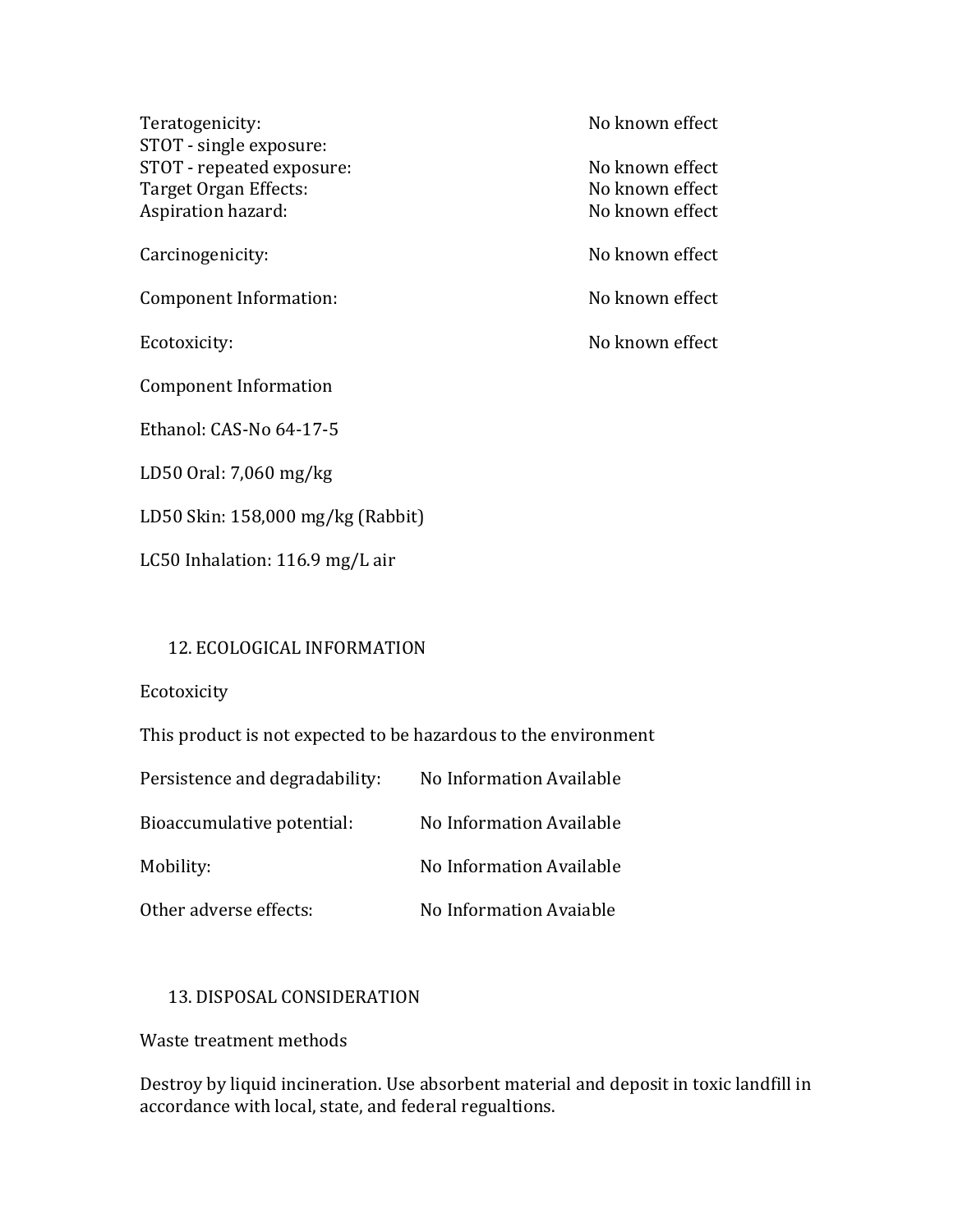| | |
|---|---|
| Teratogenicity: | No known effect |
| STOT - single exposure: | |
| STOT - repeated exposure: | No known effect |
| Target Organ Effects: | No known effect |
| Aspiration hazard: | No known effect |
| Carcinogenicity: | No known effect |
| Component Information: | No known effect |
| Ecotoxicity: | No known effect |

Component Information

Ethanol: CAS-No 64-17-5

LD50 Oral: 7,060 mg/kg

LD50 Skin: 158,000 mg/kg (Rabbit)

LC50 Inhalation: 116.9 mg/L air

## 12. ECOLOGICAL INFORMATION

Ecotoxicity

This product is not expected to be hazardous to the environment

| | |
|---|---|
| Persistence and degradability: | No Information Available |
| Bioaccumulative potential: | No Information Available |
| Mobility: | No Information Available |
| Other adverse effects: | No Information Avaiable |

## 13. DISPOSAL CONSIDERATION

Waste treatment methods

Destroy by liquid incineration. Use absorbent material and deposit in toxic landfill in accordance with local, state, and federal regualtions.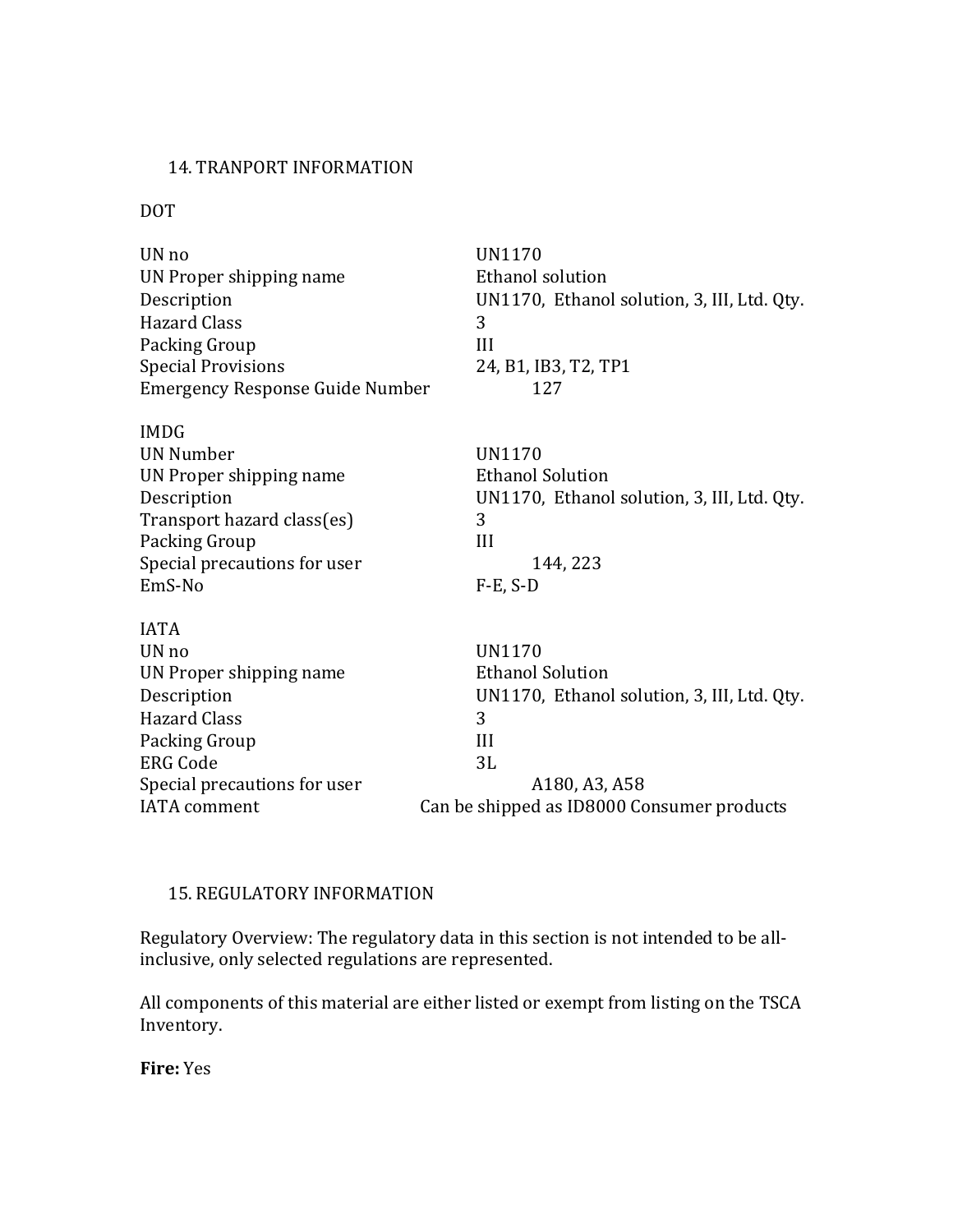## 14. TRANPORT INFORMATION

### DOT

| | |
|---|---|
| UN no | UN1170 |
| UN Proper shipping name | Ethanol solution |
| Description | UN1170, Ethanol solution, 3, III, Ltd. Qty. |
| Hazard Class | 3 |
| Packing Group | III |
| Special Provisions | 24, B1, IB3, T2, TP1 |
| Emergency Response Guide Number | 127 |

### IMDG

| | |
|---|---|
| UN Number | UN1170 |
| UN Proper shipping name | Ethanol Solution |
| Description | UN1170, Ethanol solution, 3, III, Ltd. Qty. |
| Transport hazard class(es) | 3 |
| Packing Group | III |
| Special precautions for user | 144, 223 |
| EmS-No | F-E, S-D |

### IATA

| | |
|---|---|
| UN no | UN1170 |
| UN Proper shipping name | Ethanol Solution |
| Description | UN1170, Ethanol solution, 3, III, Ltd. Qty. |
| Hazard Class | 3 |
| Packing Group | III |
| ERG Code | 3L |
| Special precautions for user | A180, A3, A58 |
| IATA comment | Can be shipped as ID8000 Consumer products |

## 15. REGULATORY INFORMATION

Regulatory Overview: The regulatory data in this section is not intended to be all-inclusive, only selected regulations are represented.

All components of this material are either listed or exempt from listing on the TSCA Inventory.

**Fire:** Yes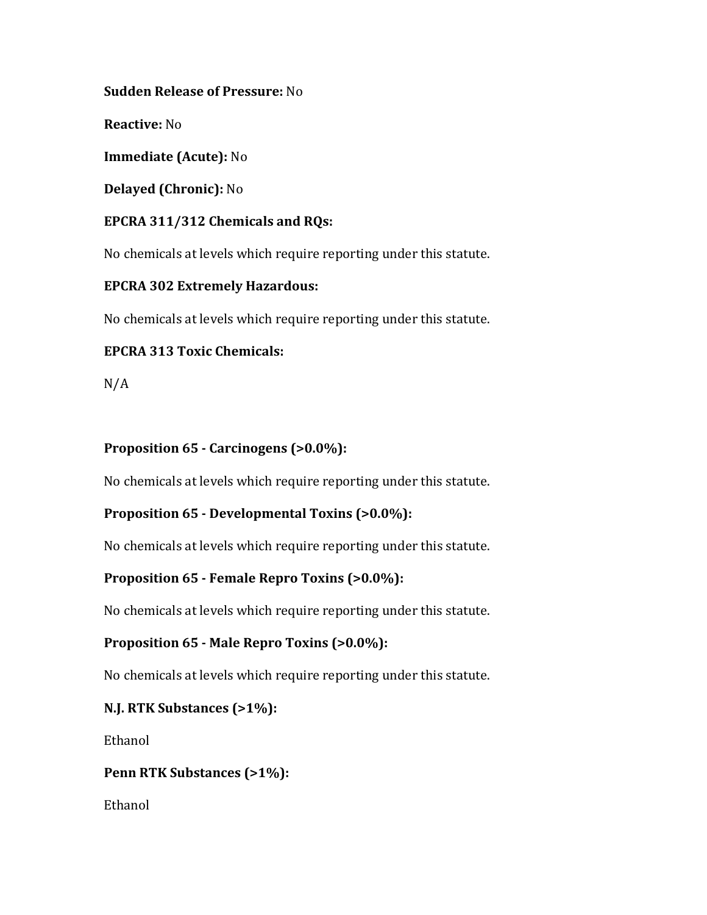**Sudden Release of Pressure:** No

**Reactive:** No

**Immediate (Acute):** No

**Delayed (Chronic):** No

**EPCRA 311/312 Chemicals and RQs:**

No chemicals at levels which require reporting under this statute.

**EPCRA 302 Extremely Hazardous:**

No chemicals at levels which require reporting under this statute.

**EPCRA 313 Toxic Chemicals:**

N/A

**Proposition 65 - Carcinogens (>0.0%):**

No chemicals at levels which require reporting under this statute.

**Proposition 65 - Developmental Toxins (>0.0%):**

No chemicals at levels which require reporting under this statute.

**Proposition 65 - Female Repro Toxins (>0.0%):**

No chemicals at levels which require reporting under this statute.

**Proposition 65 - Male Repro Toxins (>0.0%):**

No chemicals at levels which require reporting under this statute.

**N.J. RTK Substances (>1%):**

Ethanol

**Penn RTK Substances (>1%):**

Ethanol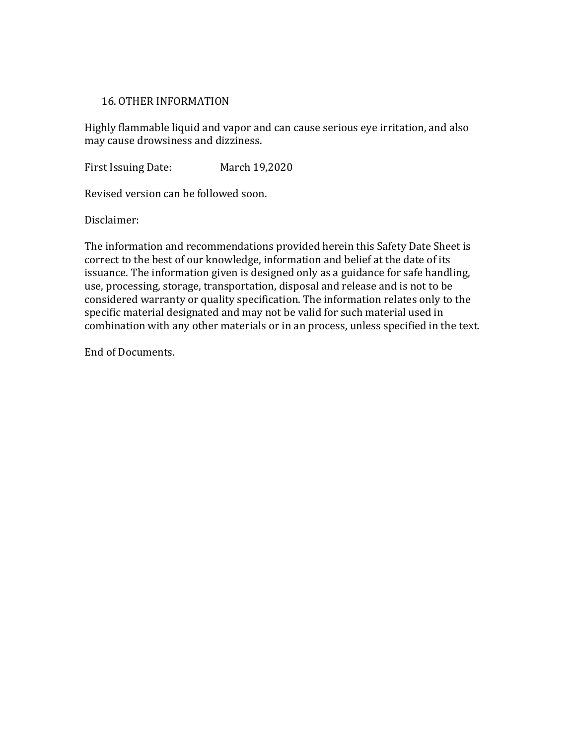## 16. OTHER INFORMATION

Highly flammable liquid and vapor and can cause serious eye irritation, and also may cause drowsiness and dizziness.

First Issuing Date: March 19,2020

Revised version can be followed soon.

Disclaimer:

The information and recommendations provided herein this Safety Date Sheet is correct to the best of our knowledge, information and belief at the date of its issuance. The information given is designed only as a guidance for safe handling, use, processing, storage, transportation, disposal and release and is not to be considered warranty or quality specification. The information relates only to the specific material designated and may not be valid for such material used in combination with any other materials or in an process, unless specified in the text.

End of Documents.